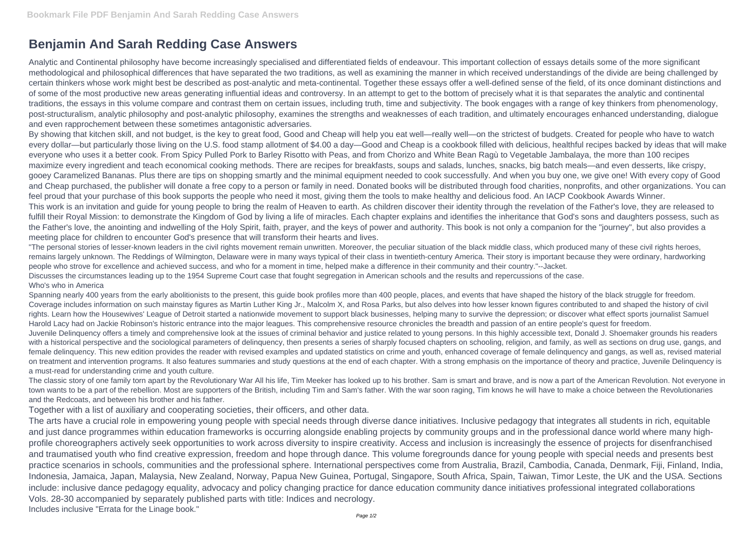# Benjamin And Sarah Redding Case Answers

Analytic and Continental philosophy have become increasingly specialised and differentiated fields of endeavour. This important collection of essays details some of the more significant methodological and philosophical differences that have separated the two traditions, as well as examining the manner in which received understandings of the divide are being challenged by certain thinkers whose work might best be described as post-analytic and meta-continental. Together these essays offer a well-defined sense of the field, of its once dominant distinctions and of some of the most productive new areas generating influential ideas and controversy. In an attempt to get to the bottom of precisely what it is that separates the analytic and continental traditions, the essays in this volume compare and contrast them on certain issues, including truth, time and subjectivity. The book engages with a range of key thinkers from phenomenology, post-structuralism, analytic philosophy and post-analytic philosophy, examines the strengths and weaknesses of each tradition, and ultimately encourages enhanced understanding, dialogue and even rapprochement between these sometimes antagonistic adversaries.

By showing that kitchen skill, and not budget, is the key to great food, Good and Cheap will help you eat well—really well—on the strictest of budgets. Created for people who have to watch every dollar—but particularly those living on the U.S. food stamp allotment of $4.00 a day—Good and Cheap is a cookbook filled with delicious, healthful recipes backed by ideas that will make everyone who uses it a better cook. From Spicy Pulled Pork to Barley Risotto with Peas, and from Chorizo and White Bean Ragù to Vegetable Jambalaya, the more than 100 recipes maximize every ingredient and teach economical cooking methods. There are recipes for breakfasts, soups and salads, lunches, snacks, big batch meals—and even desserts, like crispy, gooey Caramelized Bananas. Plus there are tips on shopping smartly and the minimal equipment needed to cook successfully. And when you buy one, we give one! With every copy of Good and Cheap purchased, the publisher will donate a free copy to a person or family in need. Donated books will be distributed through food charities, nonprofits, and other organizations. You can feel proud that your purchase of this book supports the people who need it most, giving them the tools to make healthy and delicious food. An IACP Cookbook Awards Winner.

This work is an invitation and guide for young people to bring the realm of Heaven to earth. As children discover their identity through the revelation of the Father's love, they are released to fulfill their Royal Mission: to demonstrate the Kingdom of God by living a life of miracles. Each chapter explains and identifies the inheritance that God's sons and daughters possess, such as the Father's love, the anointing and indwelling of the Holy Spirit, faith, prayer, and the keys of power and authority. This book is not only a companion for the "journey", but also provides a meeting place for children to encounter God's presence that will transform their hearts and lives.

"The personal stories of lesser-known leaders in the civil rights movement remain unwritten. Moreover, the peculiar situation of the black middle class, which produced many of these civil rights heroes, remains largely unknown. The Reddings of Wilmington, Delaware were in many ways typical of their class in twentieth-century America. Their story is important because they were ordinary, hardworking people who strove for excellence and achieved success, and who for a moment in time, helped make a difference in their community and their country."--Jacket.

Discusses the circumstances leading up to the 1954 Supreme Court case that fought segregation in American schools and the results and repercussions of the case.

Who's who in America

Spanning nearly 400 years from the early abolitionists to the present, this guide book profiles more than 400 people, places, and events that have shaped the history of the black struggle for freedom. Coverage includes information on such mainstay figures as Martin Luther King Jr., Malcolm X, and Rosa Parks, but also delves into how lesser known figures contributed to and shaped the history of civil rights. Learn how the Housewives' League of Detroit started a nationwide movement to support black businesses, helping many to survive the depression; or discover what effect sports journalist Samuel Harold Lacy had on Jackie Robinson's historic entrance into the major leagues. This comprehensive resource chronicles the breadth and passion of an entire people's quest for freedom.

Juvenile Delinquency offers a timely and comprehensive look at the issues of criminal behavior and justice related to young persons. In this highly accessible text, Donald J. Shoemaker grounds his readers with a historical perspective and the sociological parameters of delinquency, then presents a series of sharply focused chapters on schooling, religion, and family, as well as sections on drug use, gangs, and female delinquency. This new edition provides the reader with revised examples and updated statistics on crime and youth, enhanced coverage of female delinquency and gangs, as well as, revised material on treatment and intervention programs. It also features summaries and study questions at the end of each chapter. With a strong emphasis on the importance of theory and practice, Juvenile Delinquency is a must-read for understanding crime and youth culture.

The classic story of one family torn apart by the Revolutionary War All his life, Tim Meeker has looked up to his brother. Sam is smart and brave, and is now a part of the American Revolution. Not everyone in town wants to be a part of the rebellion. Most are supporters of the British, including Tim and Sam's father. With the war soon raging, Tim knows he will have to make a choice between the Revolutionaries and the Redcoats, and between his brother and his father.

Together with a list of auxiliary and cooperating societies, their officers, and other data.

The arts have a crucial role in empowering young people with special needs through diverse dance initiatives. Inclusive pedagogy that integrates all students in rich, equitable and just dance programmes within education frameworks is occurring alongside enabling projects by community groups and in the professional dance world where many high-profile choreographers actively seek opportunities to work across diversity to inspire creativity. Access and inclusion is increasingly the essence of projects for disenfranchised and traumatised youth who find creative expression, freedom and hope through dance. This volume foregrounds dance for young people with special needs and presents best practice scenarios in schools, communities and the professional sphere. International perspectives come from Australia, Brazil, Cambodia, Canada, Denmark, Fiji, Finland, India, Indonesia, Jamaica, Japan, Malaysia, New Zealand, Norway, Papua New Guinea, Portugal, Singapore, South Africa, Spain, Taiwan, Timor Leste, the UK and the USA. Sections include: inclusive dance pedagogy equality, advocacy and policy changing practice for dance education community dance initiatives professional integrated collaborations

Vols. 28-30 accompanied by separately published parts with title: Indices and necrology.

Includes inclusive "Errata for the Linage book."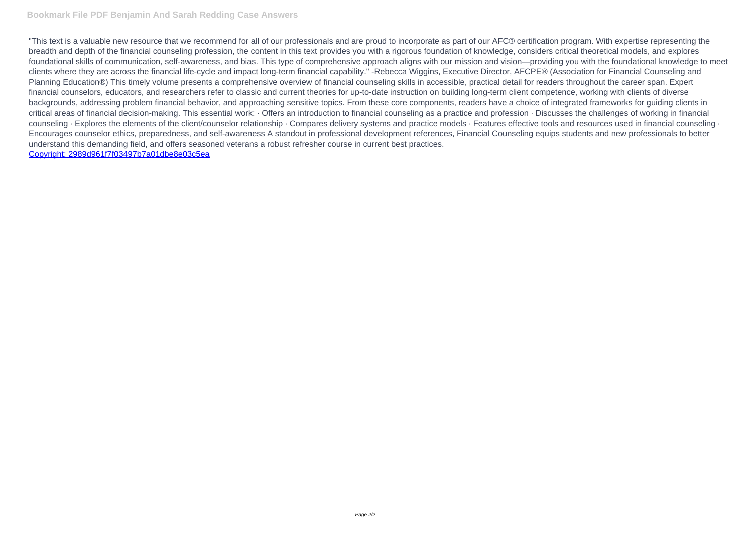"This text is a valuable new resource that we recommend for all of our professionals and are proud to incorporate as part of our AFC® certification program. With expertise representing the breadth and depth of the financial counseling profession, the content in this text provides you with a rigorous foundation of knowledge, considers critical theoretical models, and explores foundational skills of communication, self-awareness, and bias. This type of comprehensive approach aligns with our mission and vision—providing you with the foundational knowledge to meet clients where they are across the financial life-cycle and impact long-term financial capability." -Rebecca Wiggins, Executive Director, AFCPE® (Association for Financial Counseling and Planning Education®) This timely volume presents a comprehensive overview of financial counseling skills in accessible, practical detail for readers throughout the career span. Expert financial counselors, educators, and researchers refer to classic and current theories for up-to-date instruction on building long-term client competence, working with clients of diverse backgrounds, addressing problem financial behavior, and approaching sensitive topics. From these core components, readers have a choice of integrated frameworks for guiding clients in critical areas of financial decision-making. This essential work: · Offers an introduction to financial counseling as a practice and profession · Discusses the challenges of working in financial counseling · Explores the elements of the client/counselor relationship · Compares delivery systems and practice models · Features effective tools and resources used in financial counseling · Encourages counselor ethics, preparedness, and self-awareness A standout in professional development references, Financial Counseling equips students and new professionals to better understand this demanding field, and offers seasoned veterans a robust refresher course in current best practices.

Copyright: 2989d961f7f03497b7a01dbe8e03c5ea